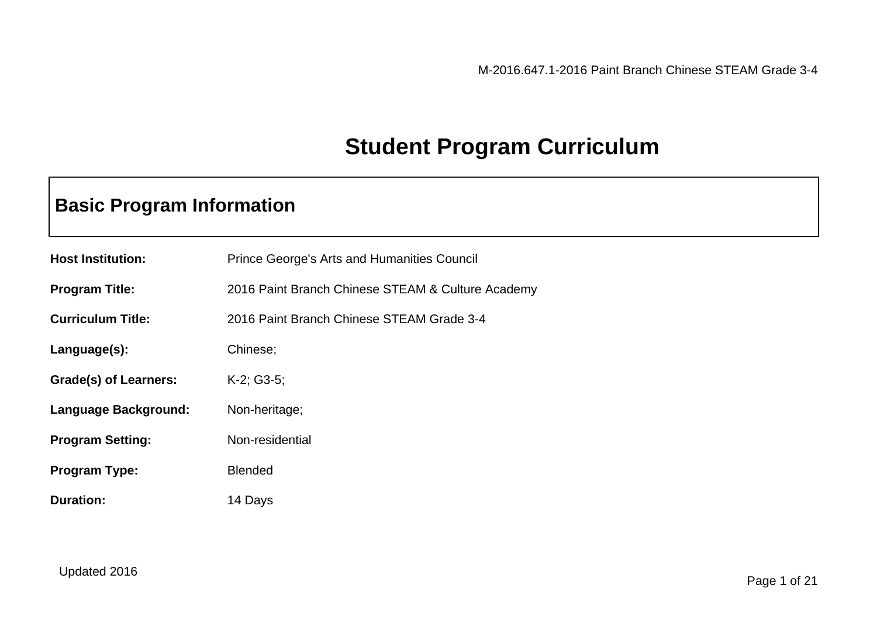# Student Program Curriculum

## Basic Program Information

| | |
|---|---|
| **Host Institution:** | Prince George's Arts and Humanities Council |
| **Program Title:** | 2016 Paint Branch Chinese STEAM & Culture Academy |
| **Curriculum Title:** | 2016 Paint Branch Chinese STEAM Grade 3-4 |
| **Language(s):** | Chinese; |
| **Grade(s) of Learners:** | K-2; G3-5; |
| **Language Background:** | Non-heritage; |
| **Program Setting:** | Non-residential |
| **Program Type:** | Blended |
| **Duration:** | 14 Days |

Updated 2016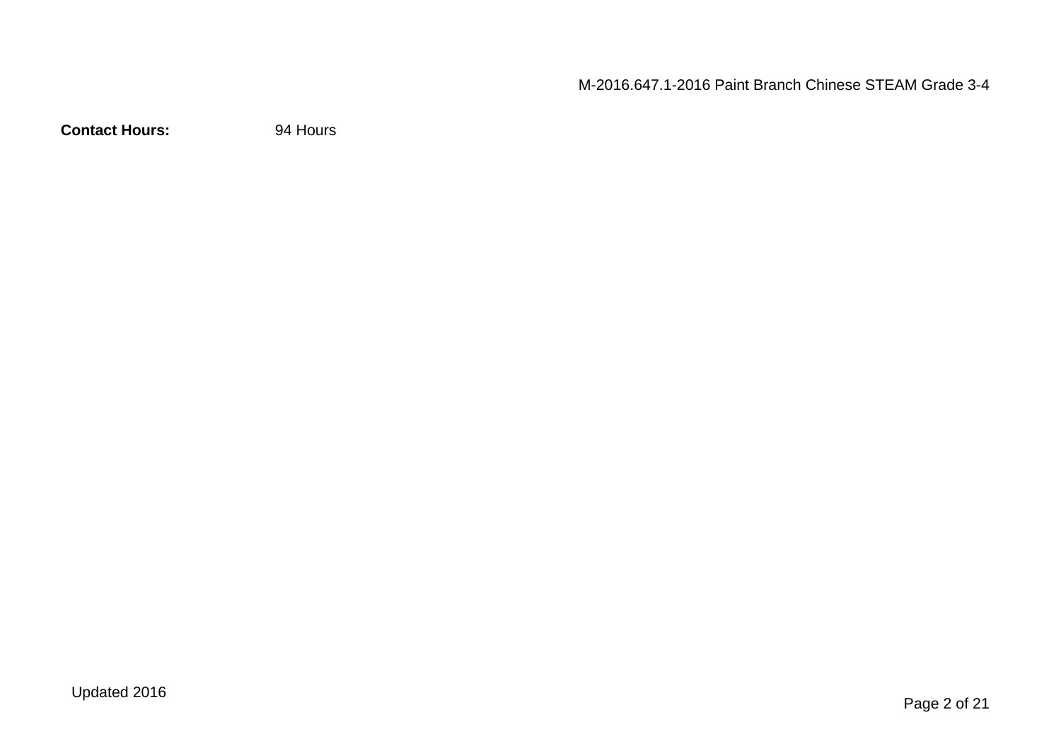**Contact Hours:** 94 Hours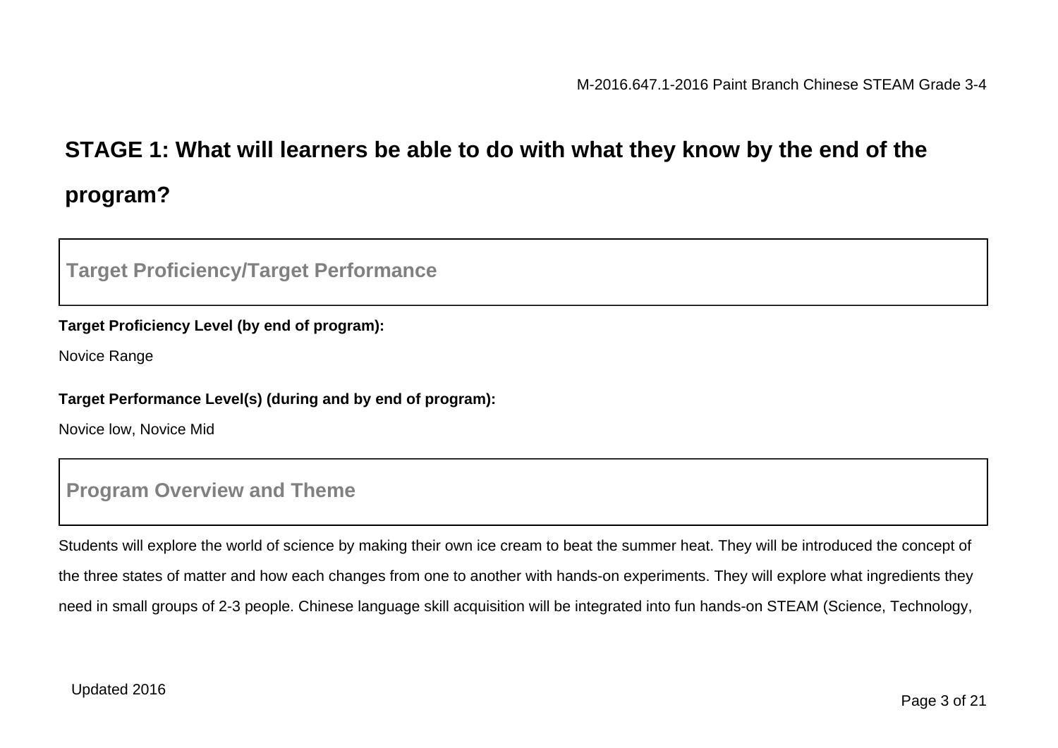## STAGE 1: What will learners be able to do with what they know by the end of the program?

### Target Proficiency/Target Performance

**Target Proficiency Level (by end of program):**

Novice Range

**Target Performance Level(s) (during and by end of program):**

Novice low, Novice Mid

### Program Overview and Theme

Students will explore the world of science by making their own ice cream to beat the summer heat. They will be introduced the concept of the three states of matter and how each changes from one to another with hands-on experiments. They will explore what ingredients they need in small groups of 2-3 people. Chinese language skill acquisition will be integrated into fun hands-on STEAM (Science, Technology,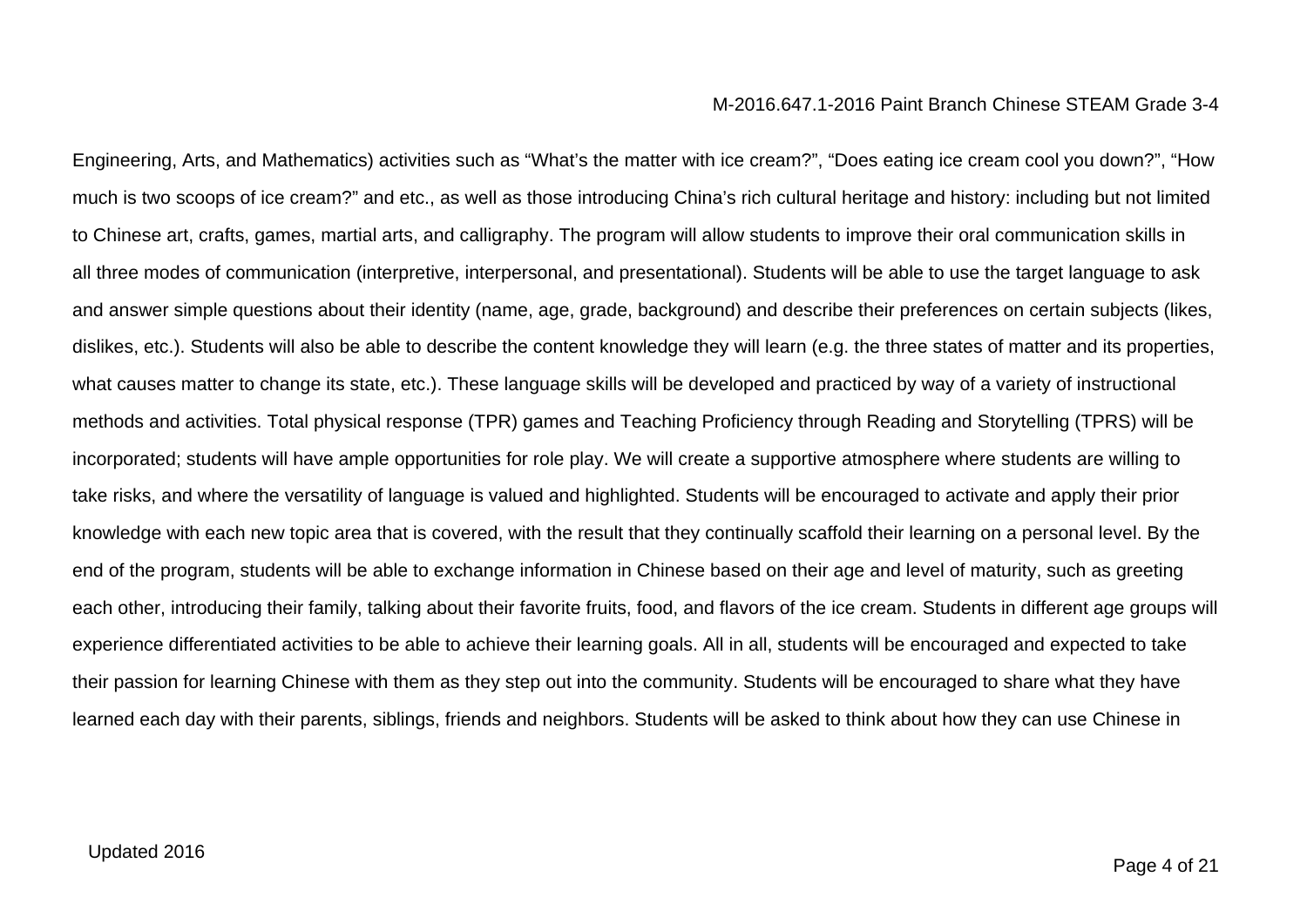Engineering, Arts, and Mathematics) activities such as “What’s the matter with ice cream?”, “Does eating ice cream cool you down?”, “How much is two scoops of ice cream?” and etc., as well as those introducing China’s rich cultural heritage and history: including but not limited to Chinese art, crafts, games, martial arts, and calligraphy. The program will allow students to improve their oral communication skills in all three modes of communication (interpretive, interpersonal, and presentational). Students will be able to use the target language to ask and answer simple questions about their identity (name, age, grade, background) and describe their preferences on certain subjects (likes, dislikes, etc.). Students will also be able to describe the content knowledge they will learn (e.g. the three states of matter and its properties, what causes matter to change its state, etc.). These language skills will be developed and practiced by way of a variety of instructional methods and activities. Total physical response (TPR) games and Teaching Proficiency through Reading and Storytelling (TPRS) will be incorporated; students will have ample opportunities for role play. We will create a supportive atmosphere where students are willing to take risks, and where the versatility of language is valued and highlighted. Students will be encouraged to activate and apply their prior knowledge with each new topic area that is covered, with the result that they continually scaffold their learning on a personal level. By the end of the program, students will be able to exchange information in Chinese based on their age and level of maturity, such as greeting each other, introducing their family, talking about their favorite fruits, food, and flavors of the ice cream. Students in different age groups will experience differentiated activities to be able to achieve their learning goals. All in all, students will be encouraged and expected to take their passion for learning Chinese with them as they step out into the community. Students will be encouraged to share what they have learned each day with their parents, siblings, friends and neighbors. Students will be asked to think about how they can use Chinese in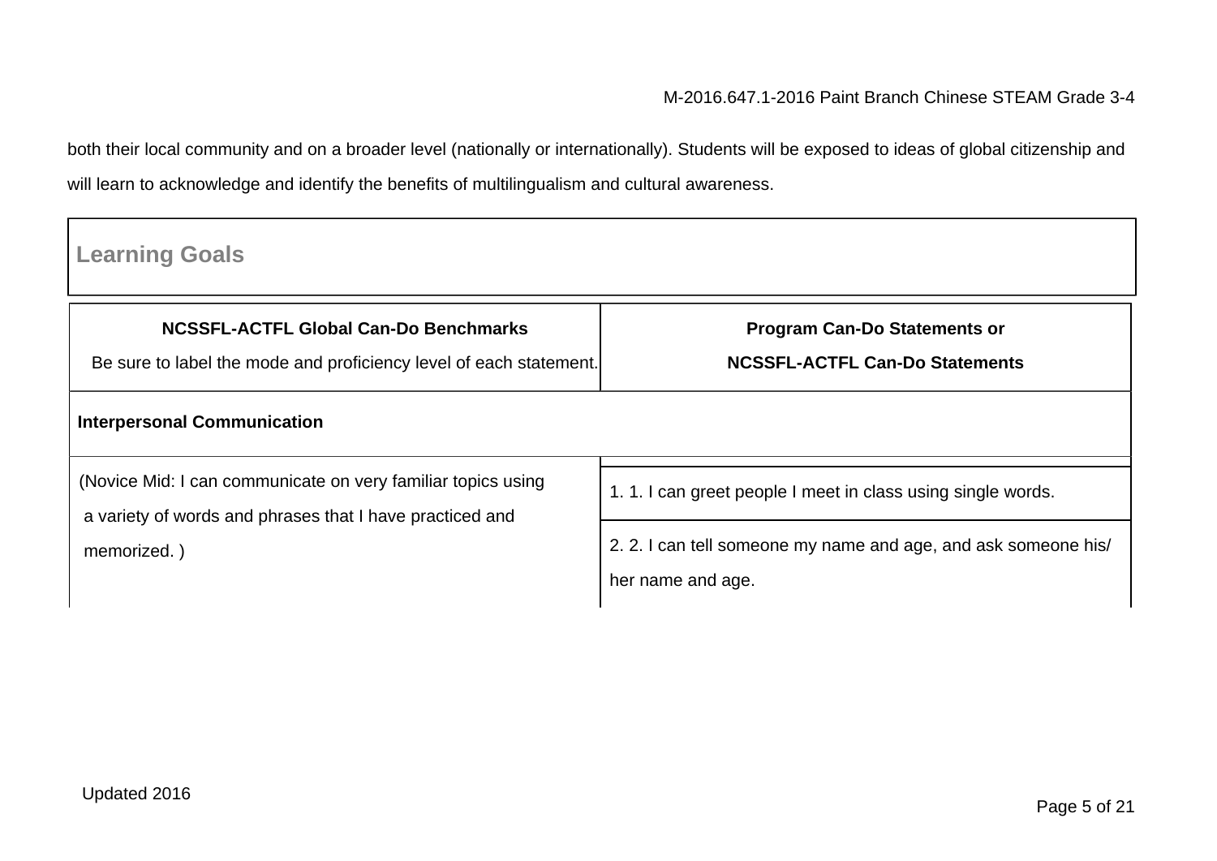both their local community and on a broader level (nationally or internationally). Students will be exposed to ideas of global citizenship and will learn to acknowledge and identify the benefits of multilingualism and cultural awareness.

## Learning Goals

| NCSSFL-ACTFL Global Can-Do Benchmarks<br>Be sure to label the mode and proficiency level of each statement. | Program Can-Do Statements or<br>NCSSFL-ACTFL Can-Do Statements |
|---|---|
| **Interpersonal Communication** | |
| (Novice Mid: I can communicate on very familiar topics using a variety of words and phrases that I have practiced and memorized. ) | 1. 1. I can greet people I meet in class using single words. |
| | 2. 2. I can tell someone my name and age, and ask someone his/ her name and age. |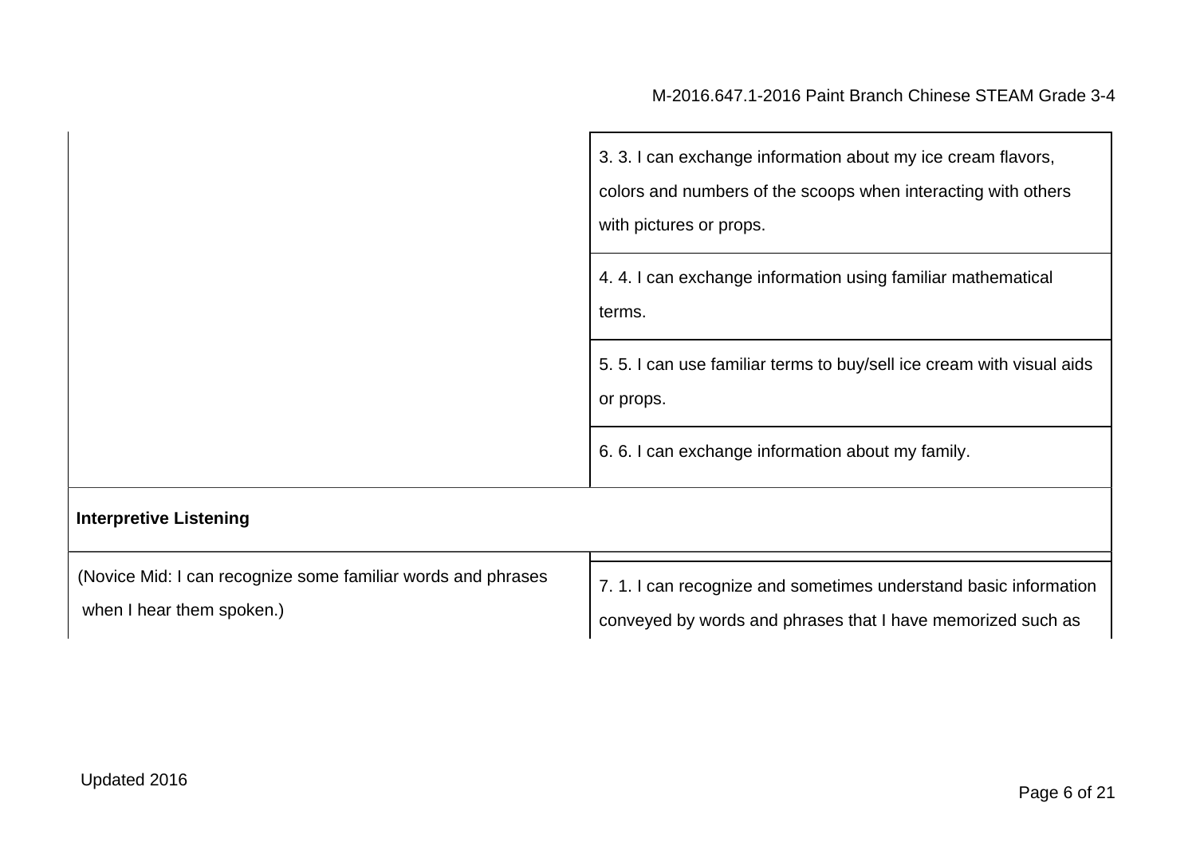| | |
|---|---|
| | 3. 3. I can exchange information about my ice cream flavors, colors and numbers of the scoops when interacting with others with pictures or props. |
| | 4. 4. I can exchange information using familiar mathematical terms. |
| | 5. 5. I can use familiar terms to buy/sell ice cream with visual aids or props. |
| | 6. 6. I can exchange information about my family. |
| **Interpretive Listening** | |
| (Novice Mid: I can recognize some familiar words and phrases when I hear them spoken.) | 7. 1. I can recognize and sometimes understand basic information conveyed by words and phrases that I have memorized such as |

Updated 2016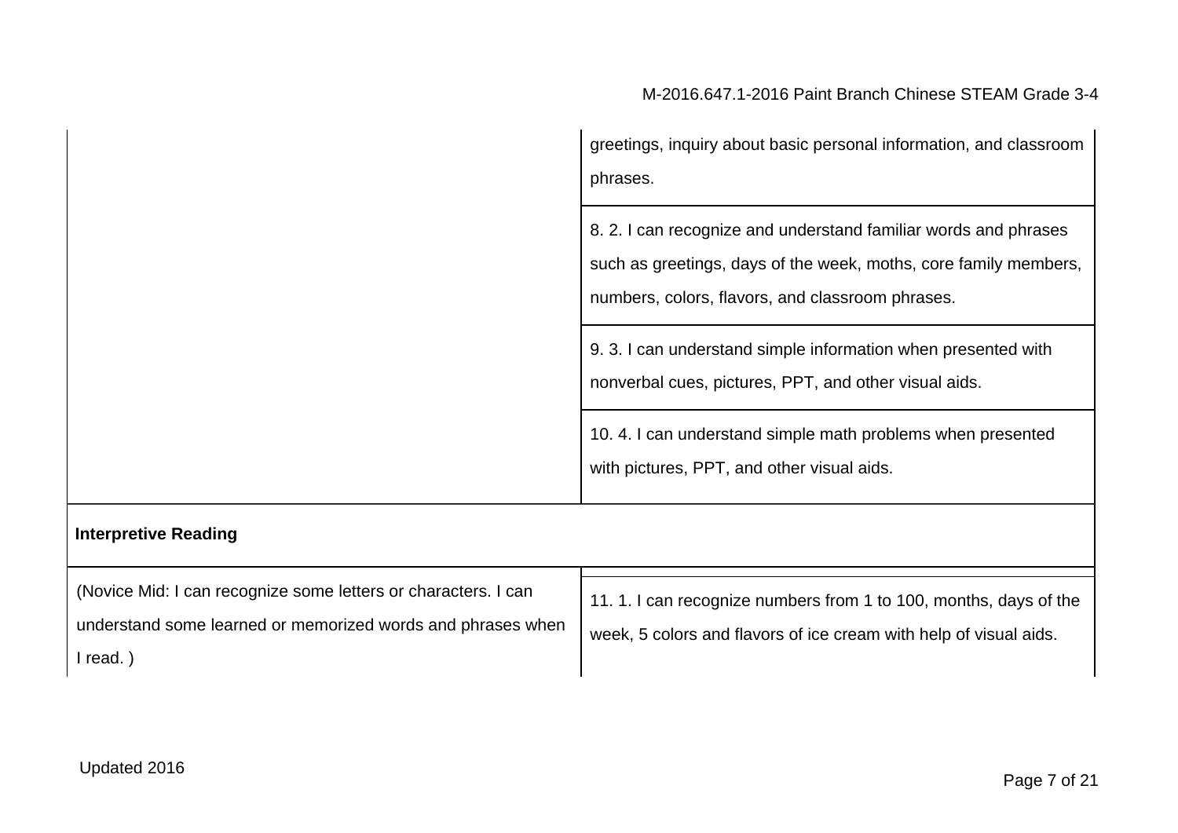| | |
|---|---|
| | greetings, inquiry about basic personal information, and classroom phrases. |
| | 8. 2. I can recognize and understand familiar words and phrases such as greetings, days of the week, moths, core family members, numbers, colors, flavors, and classroom phrases. |
| | 9. 3. I can understand simple information when presented with nonverbal cues, pictures, PPT, and other visual aids. |
| | 10. 4. I can understand simple math problems when presented with pictures, PPT, and other visual aids. |
| **Interpretive Reading** | |
| (Novice Mid: I can recognize some letters or characters. I can understand some learned or memorized words and phrases when I read. ) | 11. 1. I can recognize numbers from 1 to 100, months, days of the week, 5 colors and flavors of ice cream with help of visual aids. |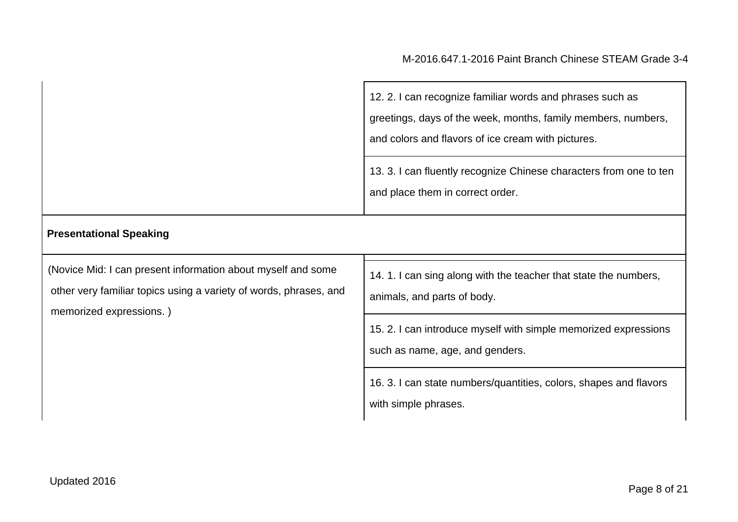| | |
|---|---|
| | 12. 2. I can recognize familiar words and phrases such as greetings, days of the week, months, family members, numbers, and colors and flavors of ice cream with pictures. |
| | 13. 3. I can fluently recognize Chinese characters from one to ten and place them in correct order. |
| **Presentational Speaking** | |
| (Novice Mid: I can present information about myself and some other very familiar topics using a variety of words, phrases, and memorized expressions. ) | 14. 1. I can sing along with the teacher that state the numbers, animals, and parts of body. |
| | 15. 2. I can introduce myself with simple memorized expressions such as name, age, and genders. |
| | 16. 3. I can state numbers/quantities, colors, shapes and flavors with simple phrases. |

Updated 2016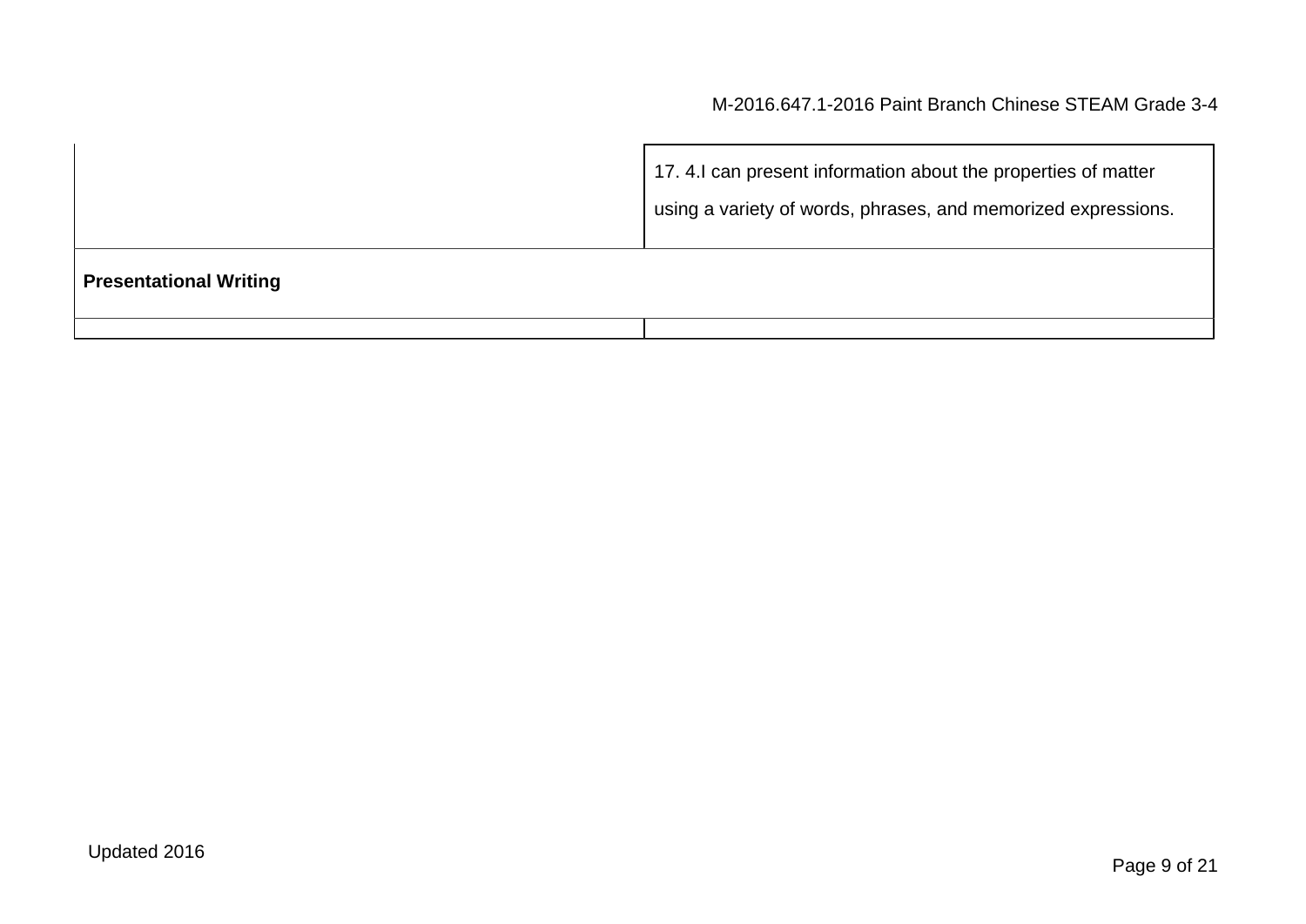| | |
|---|---|
| | 17. 4.I can present information about the properties of matter using a variety of words, phrases, and memorized expressions. |
| **Presentational Writing** | |
| | |

Updated 2016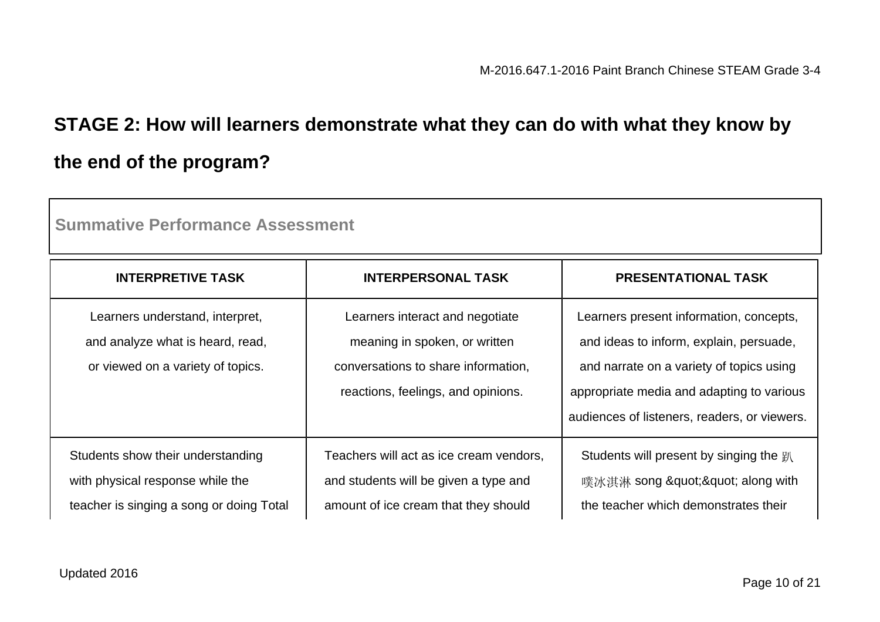## STAGE 2: How will learners demonstrate what they can do with what they know by the end of the program?

| Summative Performance Assessment | | |
|---|---|---|
| **INTERPRETIVE TASK** | **INTERPERSONAL TASK** | **PRESENTATIONAL TASK** |
| Learners understand, interpret, and analyze what is heard, read, or viewed on a variety of topics. | Learners interact and negotiate meaning in spoken, or written conversations to share information, reactions, feelings, and opinions. | Learners present information, concepts, and ideas to inform, explain, persuade, and narrate on a variety of topics using appropriate media and adapting to various audiences of listeners, readers, or viewers. |
| Students show their understanding with physical response while the teacher is singing a song or doing Total | Teachers will act as ice cream vendors, and students will be given a type and amount of ice cream that they should | Students will present by singing the 趴噗冰淇淋 song &quot;&quot; along with the teacher which demonstrates their |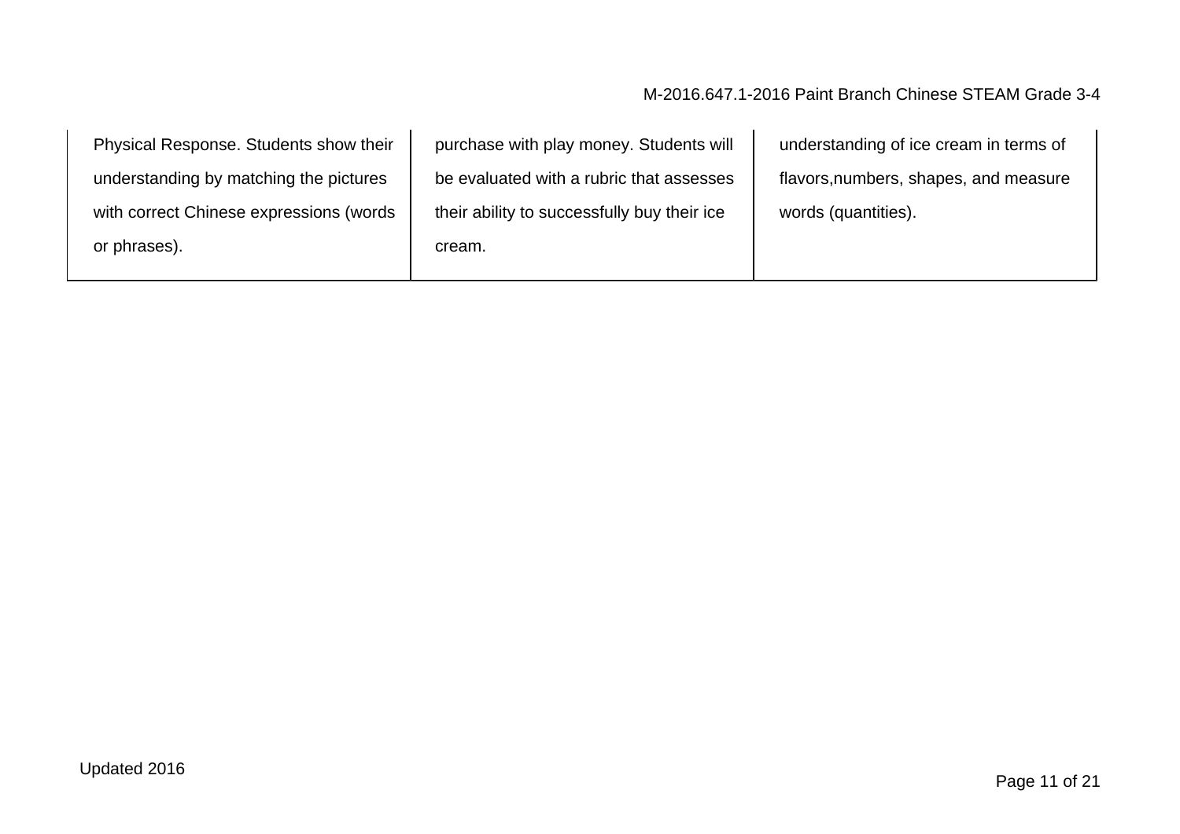| | | |
|---|---|---|
| Physical Response. Students show their understanding by matching the pictures with correct Chinese expressions (words or phrases). | purchase with play money. Students will be evaluated with a rubric that assesses their ability to successfully buy their ice cream. | understanding of ice cream in terms of flavors,numbers, shapes, and measure words (quantities). |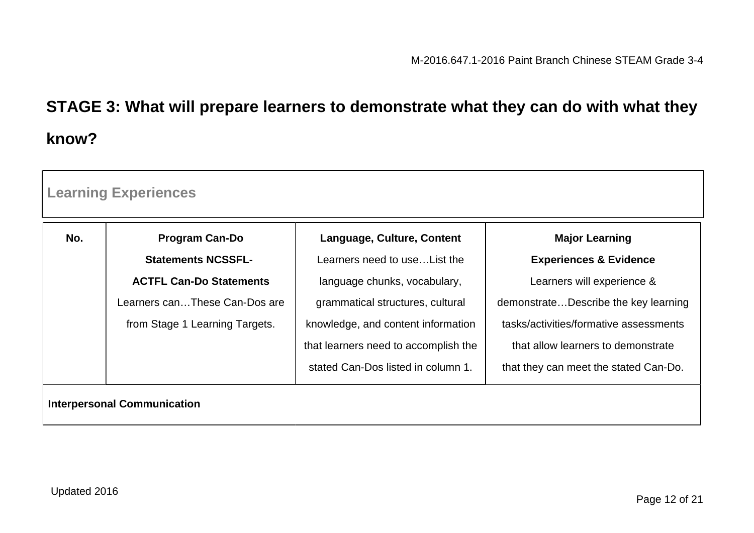## STAGE 3: What will prepare learners to demonstrate what they can do with what they know?

**Learning Experiences**

| No. | Program Can-Do Statements NCSSFL-ACTFL Can-Do Statements Learners can…These Can-Dos are from Stage 1 Learning Targets. | Language, Culture, Content Learners need to use…List the language chunks, vocabulary, grammatical structures, cultural knowledge, and content information that learners need to accomplish the stated Can-Dos listed in column 1. | Major Learning Experiences & Evidence Learners will experience & demonstrate…Describe the key learning tasks/activities/formative assessments that allow learners to demonstrate that they can meet the stated Can-Do. |
|---|---|---|---|
| **Interpersonal Communication** | | | |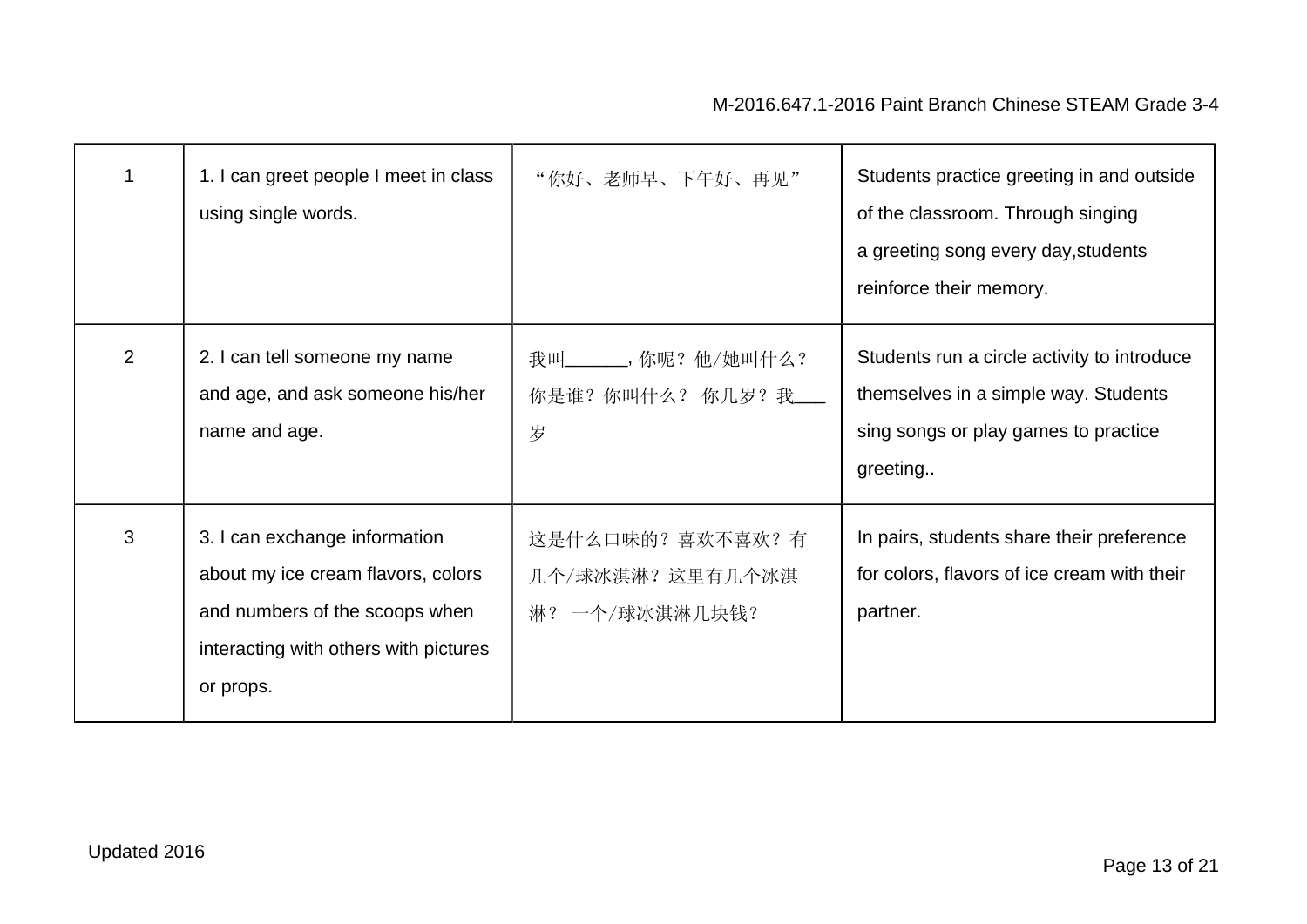| | | | |
|---|---|---|---|
| 1 | 1. I can greet people I meet in class using single words. | “你好、老师早、下午好、再见” | Students practice greeting in and outside of the classroom. Through singing a greeting song every day,students reinforce their memory. |
| 2 | 2. I can tell someone my name and age, and ask someone his/her name and age. | 我叫______, 你呢？他/她叫什么？你是谁？你叫什么？ 你几岁？我___岁 | Students run a circle activity to introduce themselves in a simple way. Students sing songs or play games to practice greeting.. |
| 3 | 3. I can exchange information about my ice cream flavors, colors and numbers of the scoops when interacting with others with pictures or props. | 这是什么口味的？喜欢不喜欢？有几个/球冰淇淋？这里有几个冰淇淋？ 一个/球冰淇淋几块钱？ | In pairs, students share their preference for colors, flavors of ice cream with their partner. |

Updated 2016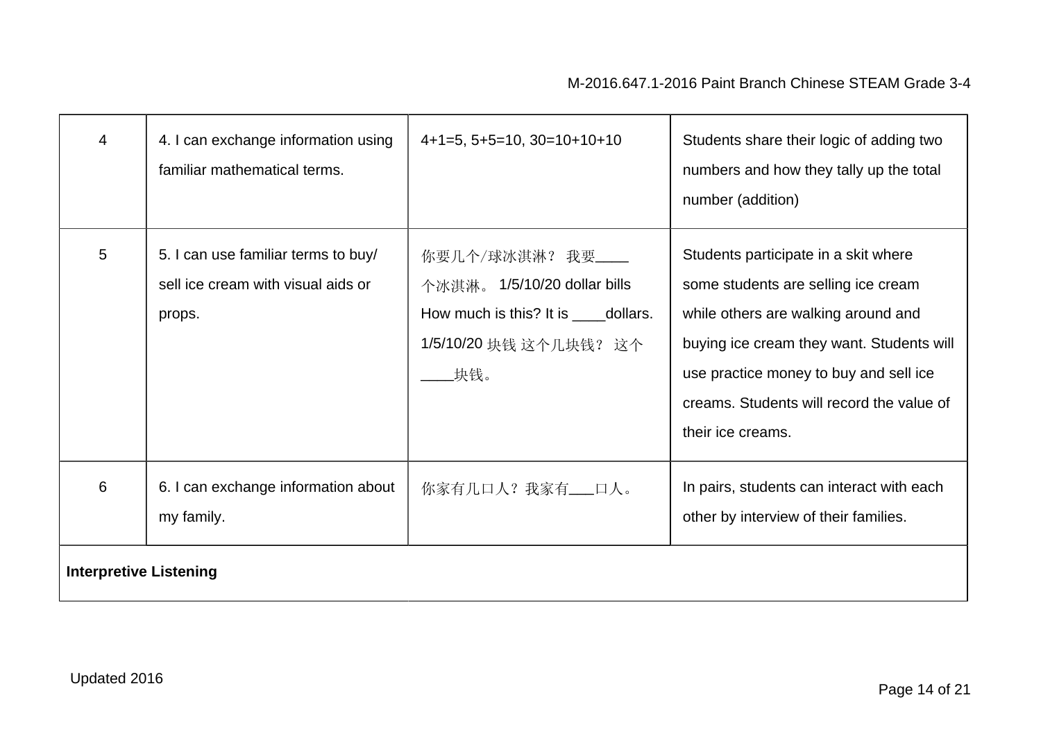| | | | |
|---|---|---|---|
| 4 | 4. I can exchange information using familiar mathematical terms. | 4+1=5, 5+5=10, 30=10+10+10 | Students share their logic of adding two numbers and how they tally up the total number (addition) |
| 5 | 5. I can use familiar terms to buy/ sell ice cream with visual aids or props. | 你要几个/球冰淇淋？ 我要____个冰淇淋。 1/5/10/20 dollar bills How much is this? It is ____dollars. 1/5/10/20 块钱 这个几块钱？ 这个____块钱。 | Students participate in a skit where some students are selling ice cream while others are walking around and buying ice cream they want. Students will use practice money to buy and sell ice creams. Students will record the value of their ice creams. |
| 6 | 6. I can exchange information about my family. | 你家有几口人？我家有___口人。 | In pairs, students can interact with each other by interview of their families. |
| **Interpretive Listening** | | | |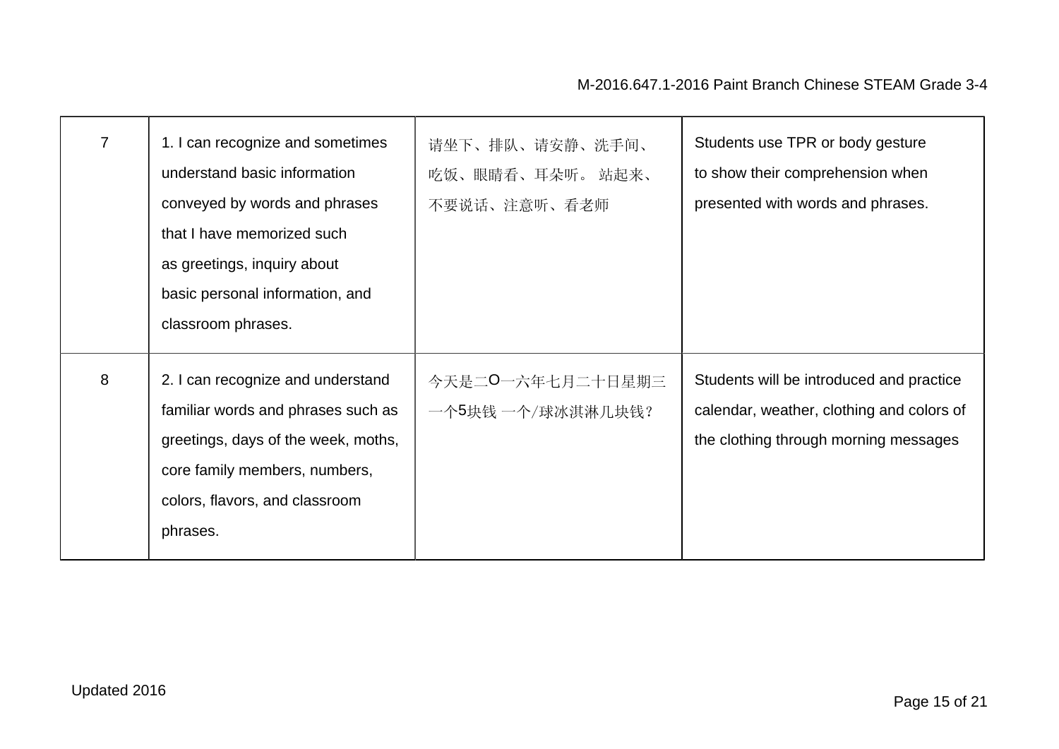| | | | |
|---|---|---|---|
| 7 | 1. I can recognize and sometimes understand basic information conveyed by words and phrases that I have memorized such as greetings, inquiry about basic personal information, and classroom phrases. | 请坐下、排队、请安静、洗手间、吃饭、眼睛看、耳朵听。 站起来、不要说话、注意听、看老师 | Students use TPR or body gesture to show their comprehension when presented with words and phrases. |
| 8 | 2. I can recognize and understand familiar words and phrases such as greetings, days of the week, moths, core family members, numbers, colors, flavors, and classroom phrases. | 今天是二O一六年七月二十日星期三 一个5块钱 一个/球冰淇淋几块钱？ | Students will be introduced and practice calendar, weather, clothing and colors of the clothing through morning messages |

Updated 2016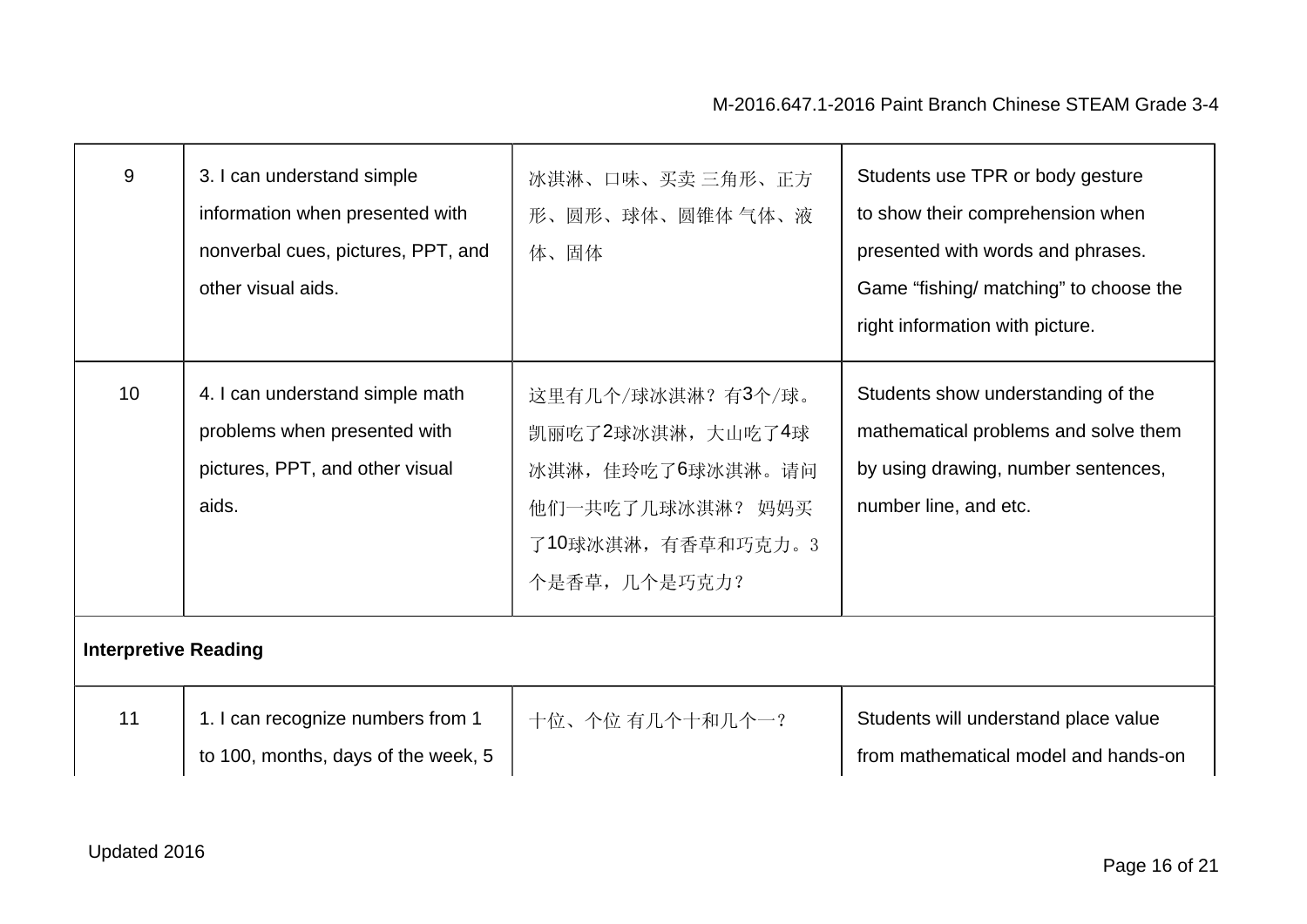| | | | |
|---|---|---|---|
| 9 | 3. I can understand simple information when presented with nonverbal cues, pictures, PPT, and other visual aids. | 冰淇淋、口味、买卖 三角形、正方形、圆形、球体、圆锥体 气体、液体、固体 | Students use TPR or body gesture to show their comprehension when presented with words and phrases. Game “fishing/ matching” to choose the right information with picture. |
| 10 | 4. I can understand simple math problems when presented with pictures, PPT, and other visual aids. | 这里有几个/球冰淇淋？有3个/球。凯丽吃了2球冰淇淋，大山吃了4球冰淇淋，佳玲吃了6球冰淇淋。请问他们一共吃了几球冰淇淋？ 妈妈买了10球冰淇淋，有香草和巧克力。3个是香草，几个是巧克力？ | Students show understanding of the mathematical problems and solve them by using drawing, number sentences, number line, and etc. |
| **Interpretive Reading** | | | |
| 11 | 1. I can recognize numbers from 1 to 100, months, days of the week, 5 | 十位、个位 有几个十和几个一？ | Students will understand place value from mathematical model and hands-on |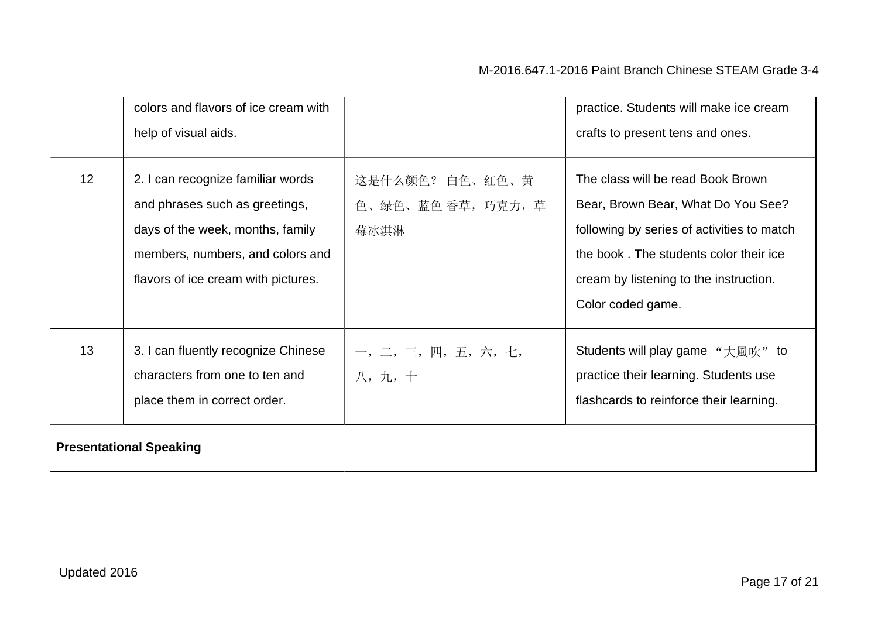| | | | |
|---|---|---|---|
| | colors and flavors of ice cream with help of visual aids. | | practice. Students will make ice cream crafts to present tens and ones. |
| 12 | 2. I can recognize familiar words and phrases such as greetings, days of the week, months, family members, numbers, and colors and flavors of ice cream with pictures. | 这是什么颜色？ 白色、红色、黄色、绿色、蓝色 香草，巧克力，草莓冰淇淋 | The class will be read Book Brown Bear, Brown Bear, What Do You See? following by series of activities to match the book . The students color their ice cream by listening to the instruction. Color coded game. |
| 13 | 3. I can fluently recognize Chinese characters from one to ten and place them in correct order. | 一，二，三，四，五，六，七，八，九，十 | Students will play game "大風吹" to practice their learning. Students use flashcards to reinforce their learning. |
| **Presentational Speaking** | | | |

Updated 2016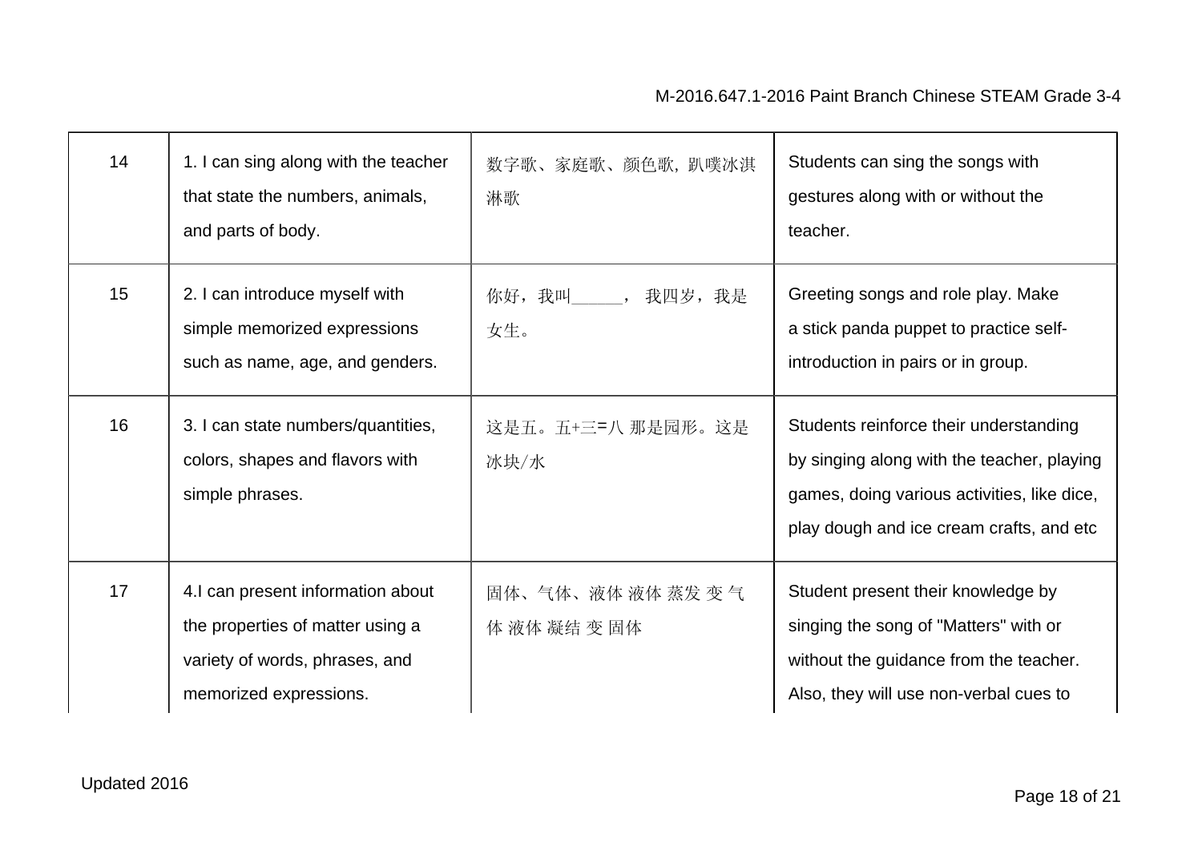| | | | |
|---|---|---|---|
| 14 | 1. I can sing along with the teacher that state the numbers, animals, and parts of body. | 数字歌、家庭歌、颜色歌, 趴噗冰淇淋歌 | Students can sing the songs with gestures along with or without the teacher. |
| 15 | 2. I can introduce myself with simple memorized expressions such as name, age, and genders. | 你好，我叫______， 我四岁，我是女生。 | Greeting songs and role play. Make a stick panda puppet to practice self-introduction in pairs or in group. |
| 16 | 3. I can state numbers/quantities, colors, shapes and flavors with simple phrases. | 这是五。五+三=八 那是园形。这是冰块/水 | Students reinforce their understanding by singing along with the teacher, playing games, doing various activities, like dice, play dough and ice cream crafts, and etc |
| 17 | 4.I can present information about the properties of matter using a variety of words, phrases, and memorized expressions. | 固体、气体、液体 液体 蒸发 变 气体 液体 凝结 变 固体 | Student present their knowledge by singing the song of "Matters" with or without the guidance from the teacher. Also, they will use non-verbal cues to |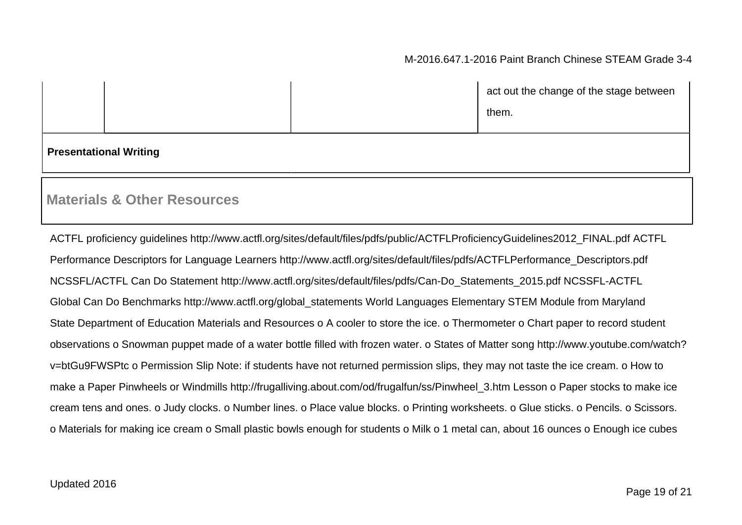| | | | |
|---|---|---|---|
| | | | act out the change of the stage between them. |
| **Presentational Writing** | | | |

## Materials & Other Resources

ACTFL proficiency guidelines http://www.actfl.org/sites/default/files/pdfs/public/ACTFLProficiencyGuidelines2012_FINAL.pdf ACTFL Performance Descriptors for Language Learners http://www.actfl.org/sites/default/files/pdfs/ACTFLPerformance_Descriptors.pdf NCSSFL/ACTFL Can Do Statement http://www.actfl.org/sites/default/files/pdfs/Can-Do_Statements_2015.pdf NCSSFL-ACTFL Global Can Do Benchmarks http://www.actfl.org/global_statements World Languages Elementary STEM Module from Maryland State Department of Education Materials and Resources o A cooler to store the ice. o Thermometer o Chart paper to record student observations o Snowman puppet made of a water bottle filled with frozen water. o States of Matter song http://www.youtube.com/watch?v=btGu9FWSPtc o Permission Slip Note: if students have not returned permission slips, they may not taste the ice cream. o How to make a Paper Pinwheels or Windmills http://frugalliving.about.com/od/frugalfun/ss/Pinwheel_3.htm Lesson o Paper stocks to make ice cream tens and ones. o Judy clocks. o Number lines. o Place value blocks. o Printing worksheets. o Glue sticks. o Pencils. o Scissors. o Materials for making ice cream o Small plastic bowls enough for students o Milk o 1 metal can, about 16 ounces o Enough ice cubes

Updated 2016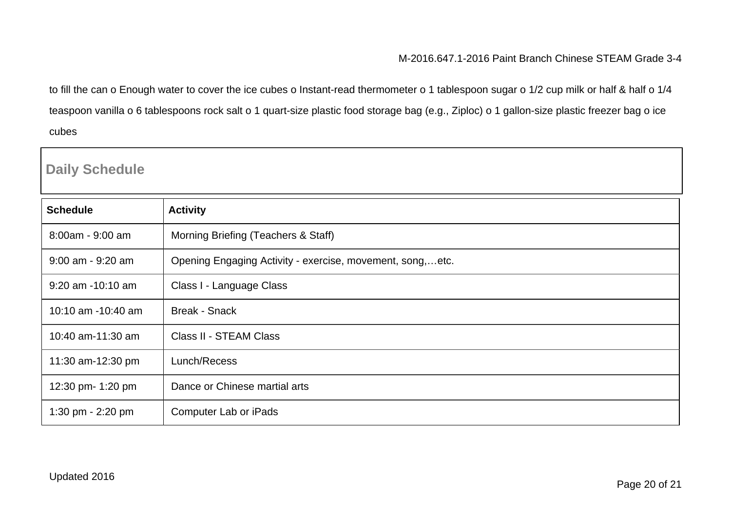to fill the can o Enough water to cover the ice cubes o Instant-read thermometer o 1 tablespoon sugar o 1/2 cup milk or half & half o 1/4 teaspoon vanilla o 6 tablespoons rock salt o 1 quart-size plastic food storage bag (e.g., Ziploc) o 1 gallon-size plastic freezer bag o ice cubes

## Daily Schedule

| Schedule | Activity |
|---|---|
| 8:00am - 9:00 am | Morning Briefing (Teachers & Staff) |
| 9:00 am - 9:20 am | Opening Engaging Activity - exercise, movement, song,…etc. |
| 9:20 am -10:10 am | Class I - Language Class |
| 10:10 am -10:40 am | Break - Snack |
| 10:40 am-11:30 am | Class II - STEAM Class |
| 11:30 am-12:30 pm | Lunch/Recess |
| 12:30 pm- 1:20 pm | Dance or Chinese martial arts |
| 1:30 pm - 2:20 pm | Computer Lab or iPads |

Updated 2016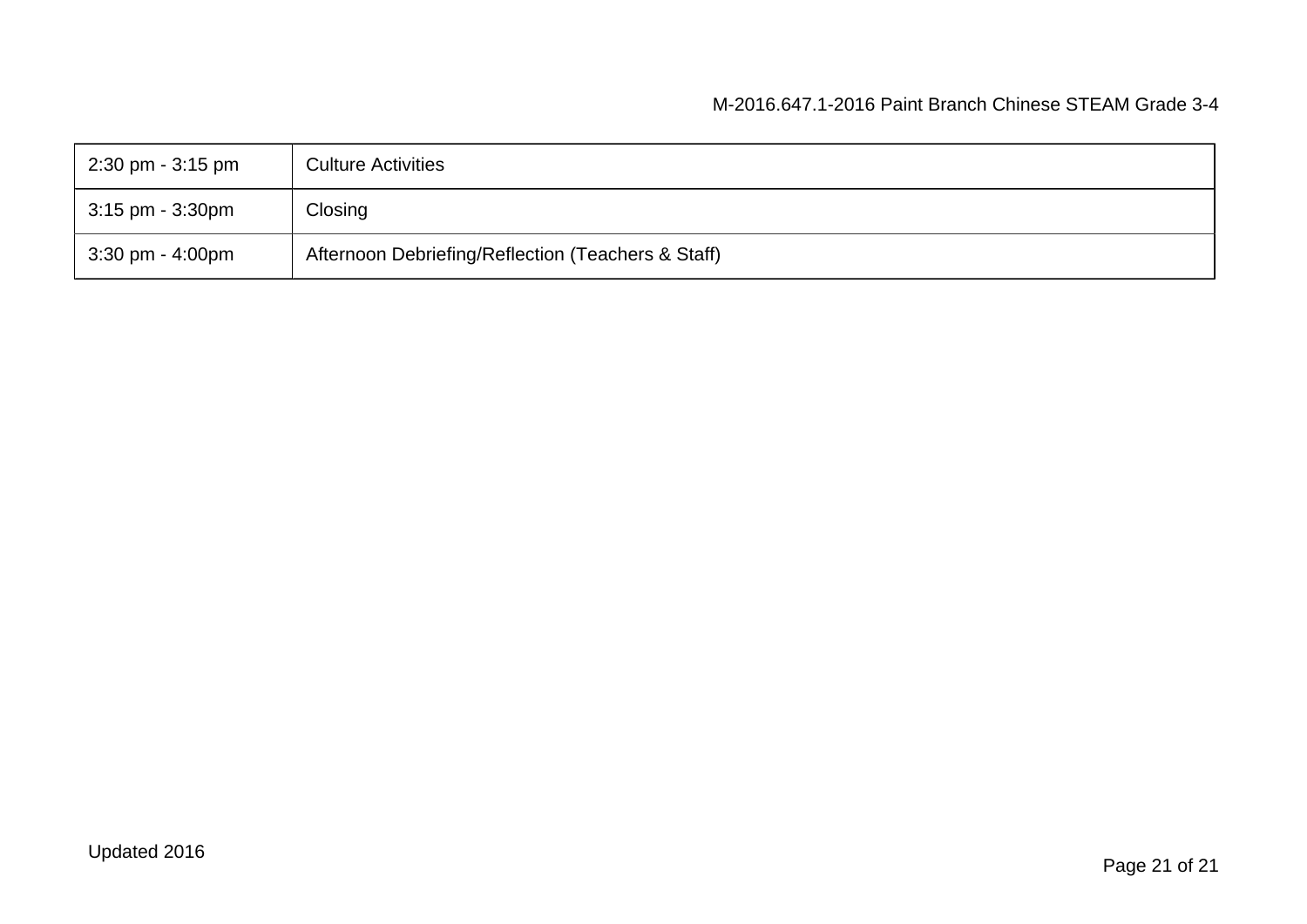| | |
|---|---|
| 2:30 pm - 3:15 pm | Culture Activities |
| 3:15 pm - 3:30pm | Closing |
| 3:30 pm - 4:00pm | Afternoon Debriefing/Reflection (Teachers & Staff) |